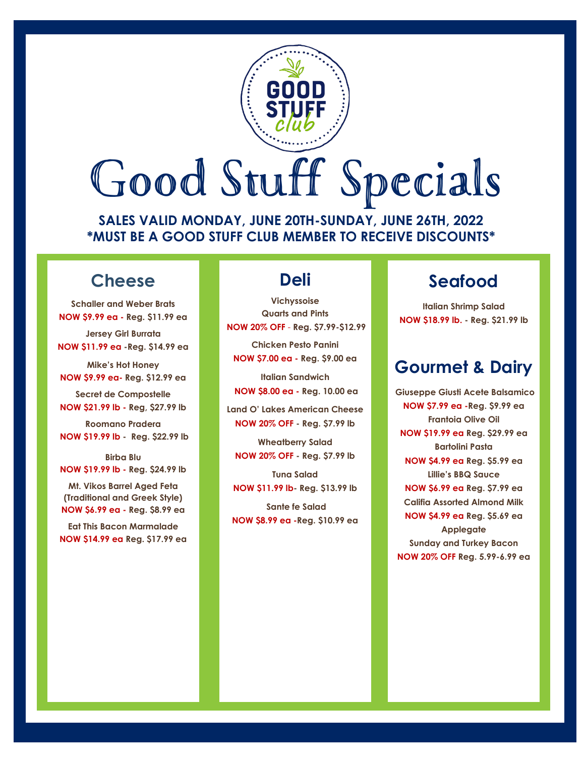GOOD STUFF club

# Good Stuff Specials

**SALES VALID MONDAY, JUNE 20TH-SUNDAY, JUNE 26TH, 2022**
**\*MUST BE A GOOD STUFF CLUB MEMBER TO RECEIVE DISCOUNTS\***

## Cheese

**Schaller and Weber Brats**
**NOW $9.99 ea - Reg. $11.99 ea**

**Jersey Girl Burrata**
**NOW $11.99 ea -Reg. $14.99 ea**

**Mike's Hot Honey**
**NOW $9.99 ea- Reg. $12.99 ea**

**Secret de Compostelle**
**NOW $21.99 lb - Reg, $27.99 lb**

**Roomano Pradera**
**NOW $19.99 lb - Reg. $22.99 lb**

**Birba Blu**
**NOW $19.99 lb - Reg. $24.99 lb**

**Mt. Vikos Barrel Aged Feta (Traditional and Greek Style)**
**NOW $6.99 ea - Reg. $8.99 ea**

**Eat This Bacon Marmalade**
**NOW $14.99 ea Reg. $17.99 ea**

## Deli

**Vichyssoise**
**Quarts and Pints**
**NOW 20% OFF - Reg. $7.99-$12.99**

**Chicken Pesto Panini**
**NOW $7.00 ea - Reg. $9.00 ea**

**Italian Sandwich**
**NOW $8.00 ea - Reg. 10.00 ea**

**Land O' Lakes American Cheese**
**NOW 20% OFF - Reg. $7.99 lb**

**Wheatberry Salad**
**NOW 20% OFF - Reg. $7.99 lb**

**Tuna Salad**
**NOW $11.99 lb- Reg. $13.99 lb**

**Sante fe Salad**
**NOW $8.99 ea -Reg. $10.99 ea**

## Seafood

**Italian Shrimp Salad**
**NOW $18.99 lb. - Reg. $21.99 lb**

## Gourmet & Dairy

**Giuseppe Giusti Acete Balsamico**
**NOW $7.99 ea -Reg. $9.99 ea**

**Frantoia Olive Oil**
**NOW $19.99 ea Reg. $29.99 ea**

**Bartolini Pasta**
**NOW $4.99 ea Reg. $5.99 ea**

**Lillie's BBQ Sauce**
**NOW $6.99 ea Reg. $7.99 ea**

**Califia Assorted Almond Milk**
**NOW $4.99 ea Reg. $5.69 ea**

**Applegate**
**Sunday and Turkey Bacon**
**NOW 20% OFF Reg. 5.99-6.99 ea**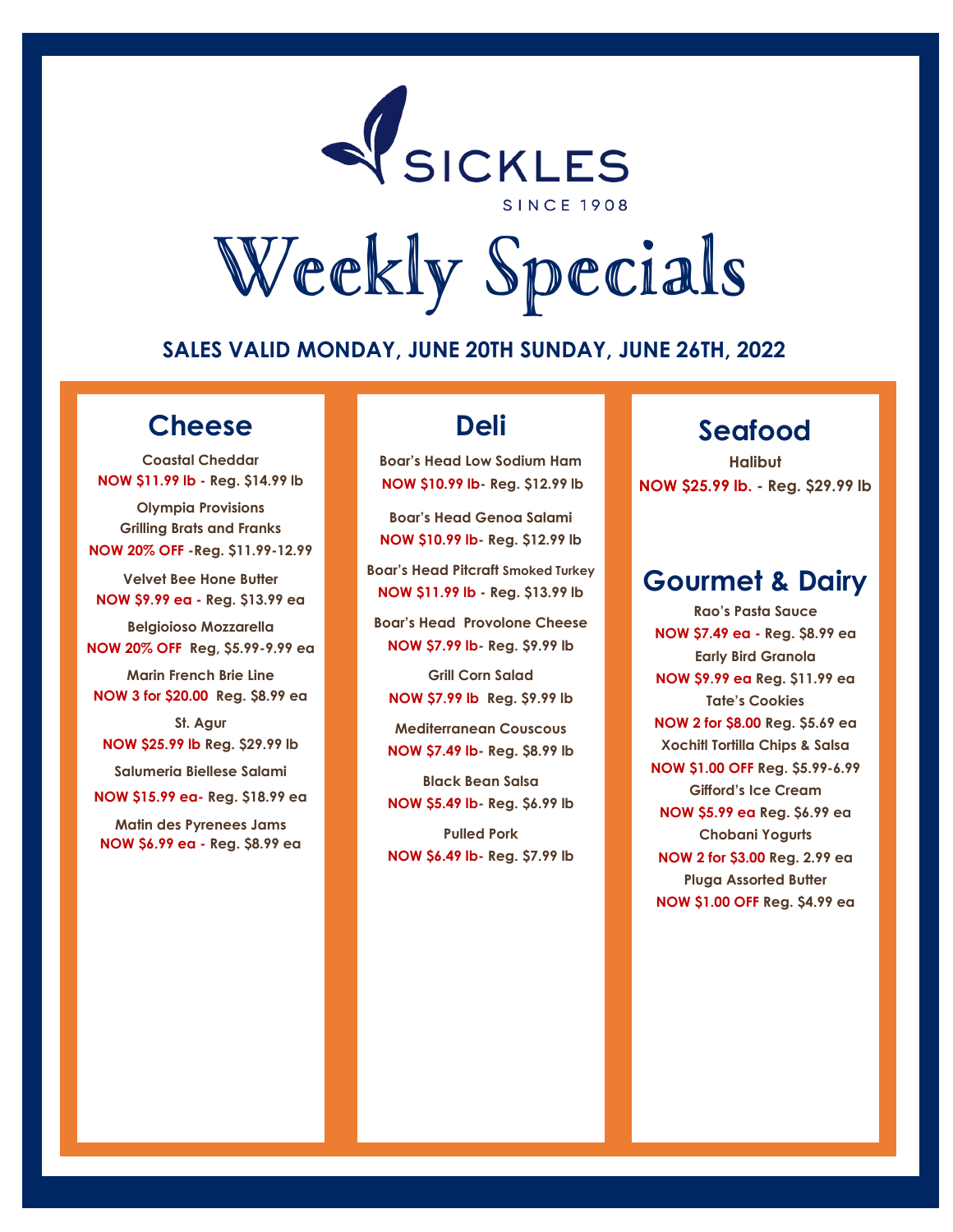SICKLES

SINCE 1908

# Weekly Specials

**SALES VALID MONDAY, JUNE 20TH SUNDAY, JUNE 26TH, 2022**

## Cheese

**Coastal Cheddar**
**NOW $11.99 lb - Reg. $14.99 lb**

**Olympia Provisions Grilling Brats and Franks**
**NOW 20% OFF -Reg. $11.99-12.99**

**Velvet Bee Hone Butter**
**NOW $9.99 ea - Reg. $13.99 ea**

**Belgioioso Mozzarella**
**NOW 20% OFF Reg, $5.99-9.99 ea**

**Marin French Brie Line**
**NOW 3 for $20.00 Reg. $8.99 ea**

**St. Agur**
**NOW $25.99 lb Reg. $29.99 lb**

**Salumeria Biellese Salami**
**NOW $15.99 ea- Reg. $18.99 ea**

**Matin des Pyrenees Jams**
**NOW $6.99 ea - Reg. $8.99 ea**

## Deli

**Boar's Head Low Sodium Ham**
**NOW $10.99 lb- Reg. $12.99 lb**

**Boar's Head Genoa Salami**
**NOW $10.99 lb- Reg. $12.99 lb**

**Boar's Head Pitcraft Smoked Turkey**
**NOW $11.99 lb - Reg. $13.99 lb**

**Boar's Head Provolone Cheese**
**NOW $7.99 lb- Reg. $9.99 lb**

**Grill Corn Salad**
**NOW $7.99 lb Reg. $9.99 lb**

**Mediterranean Couscous**
**NOW $7.49 lb- Reg. $8.99 lb**

**Black Bean Salsa**
**NOW $5.49 lb- Reg. $6.99 lb**

**Pulled Pork**
**NOW $6.49 lb- Reg. $7.99 lb**

## Seafood

**Halibut**
**NOW $25.99 lb. - Reg. $29.99 lb**

## Gourmet & Dairy

**Rao's Pasta Sauce**
**NOW $7.49 ea - Reg. $8.99 ea**

**Early Bird Granola**
**NOW $9.99 ea Reg. $11.99 ea**

**Tate's Cookies**
**NOW 2 for $8.00 Reg. $5.69 ea**

**Xochitl Tortilla Chips & Salsa**
**NOW $1.00 OFF Reg. $5.99-6.99**

**Gifford's Ice Cream**
**NOW $5.99 ea Reg. $6.99 ea**

**Chobani Yogurts**
**NOW 2 for $3.00 Reg. 2.99 ea**

**Pluga Assorted Butter**
**NOW $1.00 OFF Reg. $4.99 ea**